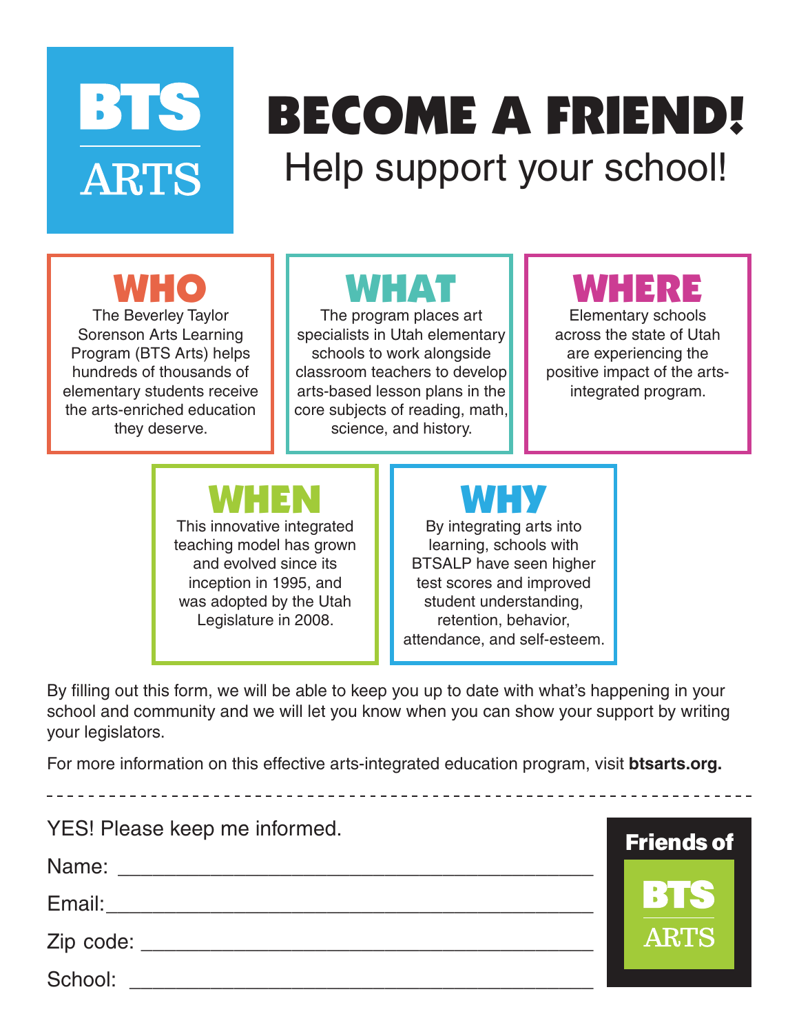BTS ARTS

# BECOME A FRIEND!

## Help support your school!

### WHO

The Beverley Taylor Sorenson Arts Learning Program (BTS Arts) helps hundreds of thousands of elementary students receive the arts-enriched education they deserve.

### WHAT

The program places art specialists in Utah elementary schools to work alongside classroom teachers to develop arts-based lesson plans in the core subjects of reading, math, science, and history.

### WHERE

Elementary schools across the state of Utah are experiencing the positive impact of the arts-integrated program.

### WHEN

This innovative integrated teaching model has grown and evolved since its inception in 1995, and was adopted by the Utah Legislature in 2008.

### WHY

By integrating arts into learning, schools with BTSALP have seen higher test scores and improved student understanding, retention, behavior, attendance, and self-esteem.

By filling out this form, we will be able to keep you up to date with what's happening in your school and community and we will let you know when you can show your support by writing your legislators.

For more information on this effective arts-integrated education program, visit **btsarts.org.**

---

YES! Please keep me informed.

Name: ______________________________________

Email: ______________________________________

Zip code: ____________________________________

School: _____________________________________

**Friends of BTS ARTS**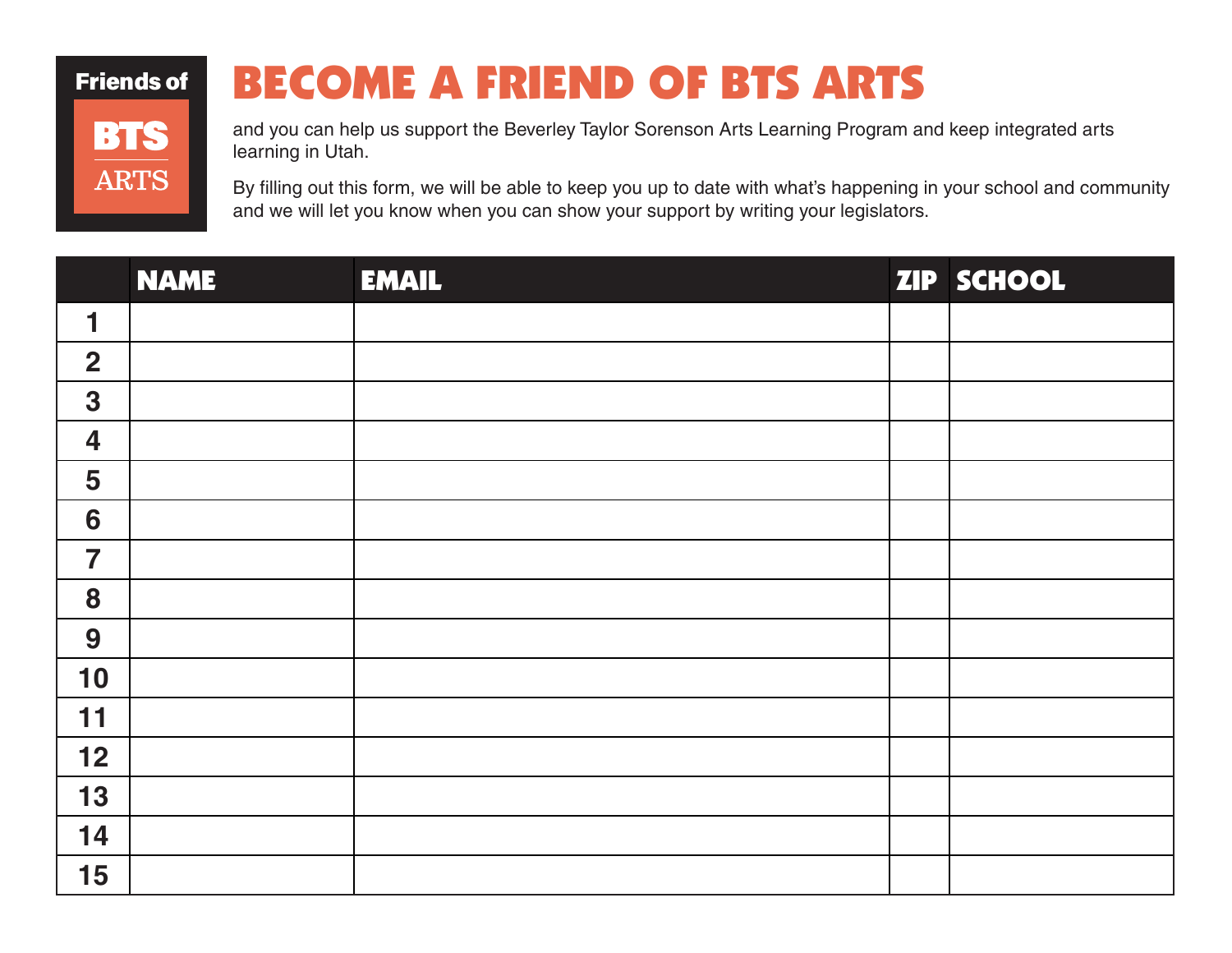Friends of

BTS

ARTS

# BECOME A FRIEND OF BTS ARTS

and you can help us support the Beverley Taylor Sorenson Arts Learning Program and keep integrated arts learning in Utah.

By filling out this form, we will be able to keep you up to date with what's happening in your school and community and we will let you know when you can show your support by writing your legislators.

| | NAME | EMAIL | ZIP | SCHOOL |
|---|---|---|---|---|
| 1 | | | | |
| 2 | | | | |
| 3 | | | | |
| 4 | | | | |
| 5 | | | | |
| 6 | | | | |
| 7 | | | | |
| 8 | | | | |
| 9 | | | | |
| 10 | | | | |
| 11 | | | | |
| 12 | | | | |
| 13 | | | | |
| 14 | | | | |
| 15 | | | | |